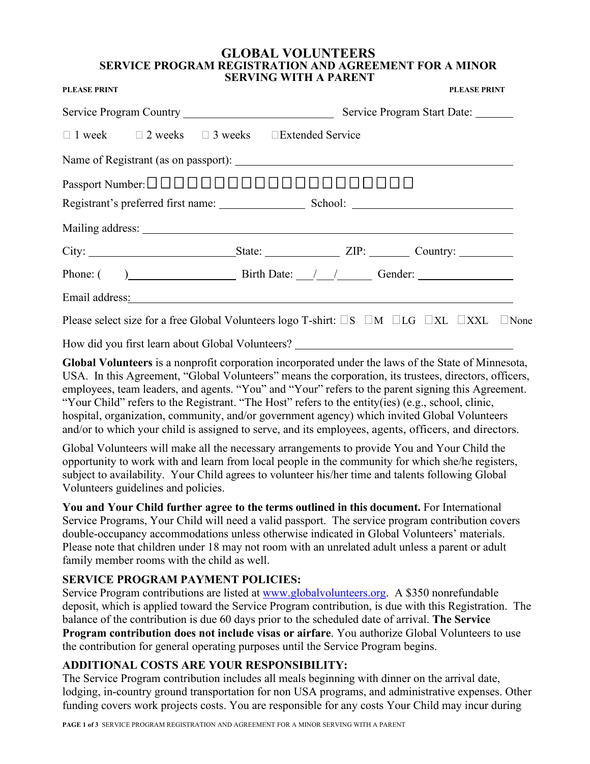# GLOBAL VOLUNTEERS
## SERVICE PROGRAM REGISTRATION AND AGREEMENT FOR A MINOR SERVING WITH A PARENT

**PLEASE PRINT** **PLEASE PRINT**

Service Program Country ___________________________ Service Program Start Date: _______

☐ 1 week ☐ 2 weeks ☐ 3 weeks ☐Extended Service

Name of Registrant (as on passport): ________________________________________________

Passport Number: ☐☐☐☐☐☐☐☐☐☐☐☐☐☐☐☐☐☐☐☐

Registrant's preferred first name: _______________ School: ____________________________

Mailing address: _________________________________________________________________

City: __________________________State: ______________ ZIP: _______ Country: __________

Phone: (     )___________________ Birth Date: ___/___/______ Gender: _________________

Email address:___________________________________________________________________

Please select size for a free Global Volunteers logo T-shirt: ☐S ☐M ☐LG ☐XL ☐XXL ☐None

How did you first learn about Global Volunteers? _______________________________________

**Global Volunteers** is a nonprofit corporation incorporated under the laws of the State of Minnesota, USA. In this Agreement, "Global Volunteers" means the corporation, its trustees, directors, officers, employees, team leaders, and agents. "You" and "Your" refers to the parent signing this Agreement. "Your Child" refers to the Registrant. "The Host" refers to the entity(ies) (e.g., school, clinic, hospital, organization, community, and/or government agency) which invited Global Volunteers and/or to which your child is assigned to serve, and its employees, agents, officers, and directors.

Global Volunteers will make all the necessary arrangements to provide You and Your Child the opportunity to work with and learn from local people in the community for which she/he registers, subject to availability. Your Child agrees to volunteer his/her time and talents following Global Volunteers guidelines and policies.

**You and Your Child further agree to the terms outlined in this document.** For International Service Programs, Your Child will need a valid passport. The service program contribution covers double-occupancy accommodations unless otherwise indicated in Global Volunteers' materials. Please note that children under 18 may not room with an unrelated adult unless a parent or adult family member rooms with the child as well.

### SERVICE PROGRAM PAYMENT POLICIES:

Service Program contributions are listed at www.globalvolunteers.org. A $350 nonrefundable deposit, which is applied toward the Service Program contribution, is due with this Registration. The balance of the contribution is due 60 days prior to the scheduled date of arrival. **The Service Program contribution does not include visas or airfare**. You authorize Global Volunteers to use the contribution for general operating purposes until the Service Program begins.

### ADDITIONAL COSTS ARE YOUR RESPONSIBILITY:

The Service Program contribution includes all meals beginning with dinner on the arrival date, lodging, in-country ground transportation for non USA programs, and administrative expenses. Other funding covers work projects costs. You are responsible for any costs Your Child may incur during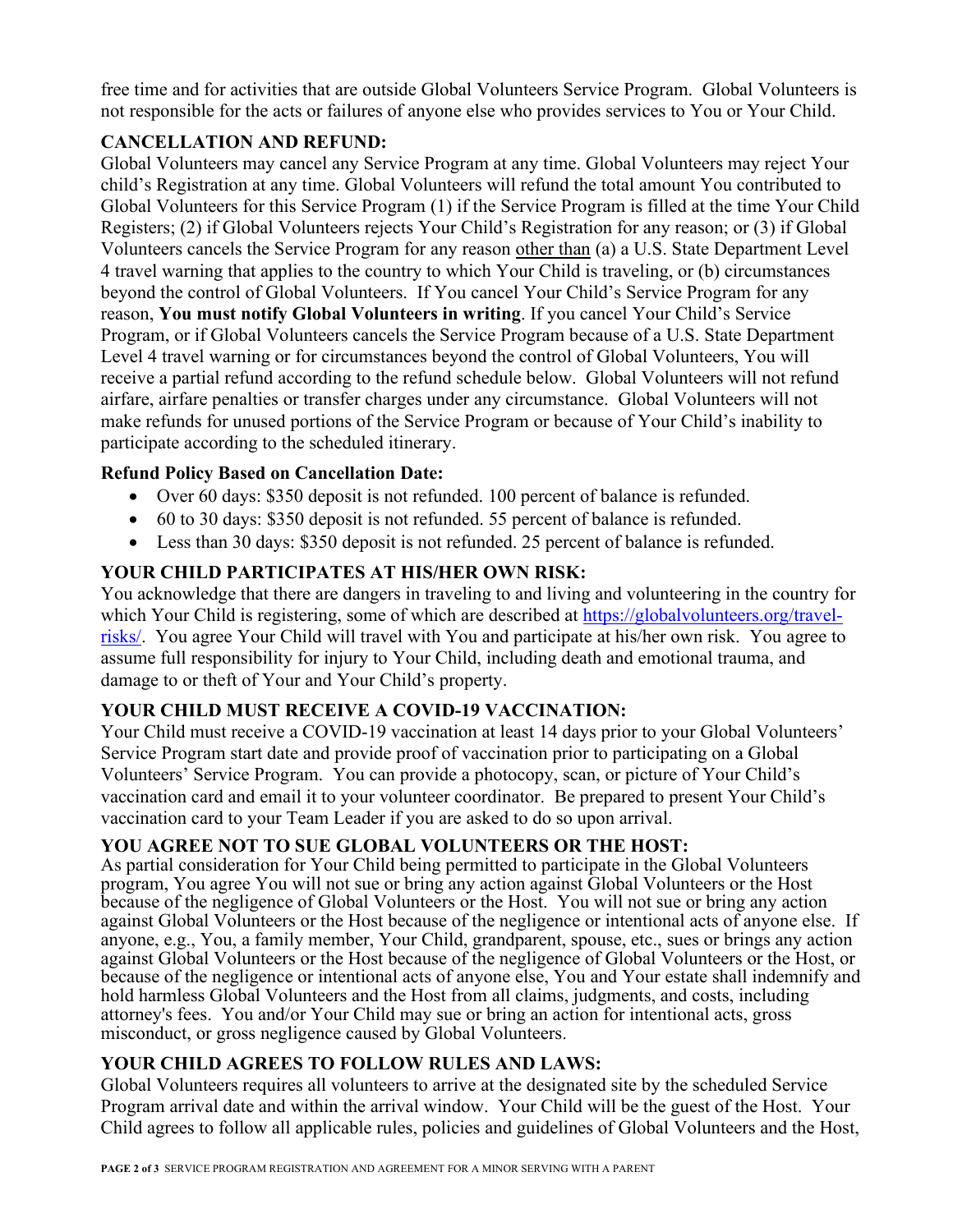free time and for activities that are outside Global Volunteers Service Program. Global Volunteers is not responsible for the acts or failures of anyone else who provides services to You or Your Child.

**CANCELLATION AND REFUND:**

Global Volunteers may cancel any Service Program at any time. Global Volunteers may reject Your child's Registration at any time. Global Volunteers will refund the total amount You contributed to Global Volunteers for this Service Program (1) if the Service Program is filled at the time Your Child Registers; (2) if Global Volunteers rejects Your Child's Registration for any reason; or (3) if Global Volunteers cancels the Service Program for any reason <u>other than</u> (a) a U.S. State Department Level 4 travel warning that applies to the country to which Your Child is traveling, or (b) circumstances beyond the control of Global Volunteers. If You cancel Your Child's Service Program for any reason, **You must notify Global Volunteers in writing**. If you cancel Your Child's Service Program, or if Global Volunteers cancels the Service Program because of a U.S. State Department Level 4 travel warning or for circumstances beyond the control of Global Volunteers, You will receive a partial refund according to the refund schedule below. Global Volunteers will not refund airfare, airfare penalties or transfer charges under any circumstance. Global Volunteers will not make refunds for unused portions of the Service Program or because of Your Child's inability to participate according to the scheduled itinerary.

**Refund Policy Based on Cancellation Date:**

- Over 60 days: $350 deposit is not refunded. 100 percent of balance is refunded.
- 60 to 30 days: $350 deposit is not refunded. 55 percent of balance is refunded.
- Less than 30 days: $350 deposit is not refunded. 25 percent of balance is refunded.

**YOUR CHILD PARTICIPATES AT HIS/HER OWN RISK:**

You acknowledge that there are dangers in traveling to and living and volunteering in the country for which Your Child is registering, some of which are described at https://globalvolunteers.org/travel-risks/. You agree Your Child will travel with You and participate at his/her own risk. You agree to assume full responsibility for injury to Your Child, including death and emotional trauma, and damage to or theft of Your and Your Child's property.

**YOUR CHILD MUST RECEIVE A COVID-19 VACCINATION:**

Your Child must receive a COVID-19 vaccination at least 14 days prior to your Global Volunteers' Service Program start date and provide proof of vaccination prior to participating on a Global Volunteers' Service Program. You can provide a photocopy, scan, or picture of Your Child's vaccination card and email it to your volunteer coordinator. Be prepared to present Your Child's vaccination card to your Team Leader if you are asked to do so upon arrival.

**YOU AGREE NOT TO SUE GLOBAL VOLUNTEERS OR THE HOST:**

As partial consideration for Your Child being permitted to participate in the Global Volunteers program, You agree You will not sue or bring any action against Global Volunteers or the Host because of the negligence of Global Volunteers or the Host. You will not sue or bring any action against Global Volunteers or the Host because of the negligence or intentional acts of anyone else. If anyone, e.g., You, a family member, Your Child, grandparent, spouse, etc., sues or brings any action against Global Volunteers or the Host because of the negligence of Global Volunteers or the Host, or because of the negligence or intentional acts of anyone else, You and Your estate shall indemnify and hold harmless Global Volunteers and the Host from all claims, judgments, and costs, including attorney's fees. You and/or Your Child may sue or bring an action for intentional acts, gross misconduct, or gross negligence caused by Global Volunteers.

**YOUR CHILD AGREES TO FOLLOW RULES AND LAWS:**

Global Volunteers requires all volunteers to arrive at the designated site by the scheduled Service Program arrival date and within the arrival window. Your Child will be the guest of the Host. Your Child agrees to follow all applicable rules, policies and guidelines of Global Volunteers and the Host,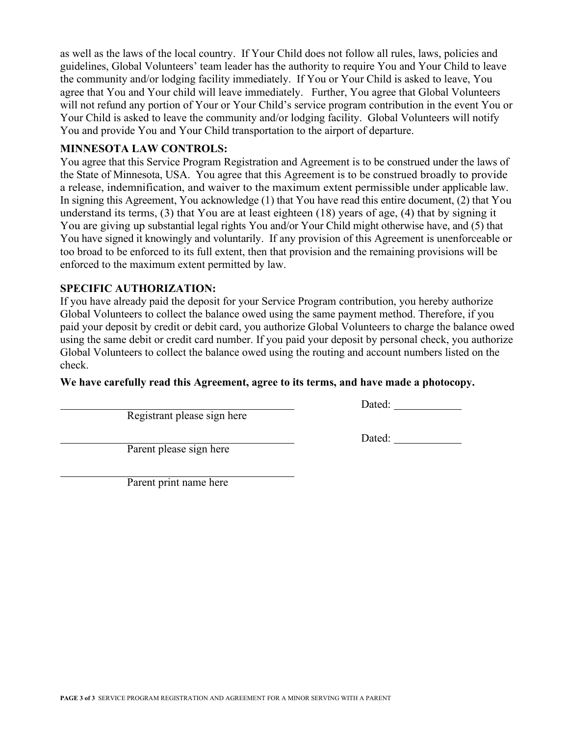as well as the laws of the local country. If Your Child does not follow all rules, laws, policies and guidelines, Global Volunteers' team leader has the authority to require You and Your Child to leave the community and/or lodging facility immediately. If You or Your Child is asked to leave, You agree that You and Your child will leave immediately. Further, You agree that Global Volunteers will not refund any portion of Your or Your Child's service program contribution in the event You or Your Child is asked to leave the community and/or lodging facility. Global Volunteers will notify You and provide You and Your Child transportation to the airport of departure.

**MINNESOTA LAW CONTROLS:**

You agree that this Service Program Registration and Agreement is to be construed under the laws of the State of Minnesota, USA. You agree that this Agreement is to be construed broadly to provide a release, indemnification, and waiver to the maximum extent permissible under applicable law. In signing this Agreement, You acknowledge (1) that You have read this entire document, (2) that You understand its terms, (3) that You are at least eighteen (18) years of age, (4) that by signing it You are giving up substantial legal rights You and/or Your Child might otherwise have, and (5) that You have signed it knowingly and voluntarily. If any provision of this Agreement is unenforceable or too broad to be enforced to its full extent, then that provision and the remaining provisions will be enforced to the maximum extent permitted by law.

**SPECIFIC AUTHORIZATION:**

If you have already paid the deposit for your Service Program contribution, you hereby authorize Global Volunteers to collect the balance owed using the same payment method. Therefore, if you paid your deposit by credit or debit card, you authorize Global Volunteers to charge the balance owed using the same debit or credit card number. If you paid your deposit by personal check, you authorize Global Volunteers to collect the balance owed using the routing and account numbers listed on the check.

**We have carefully read this Agreement, agree to its terms, and have made a photocopy.**

\_\_\_\_\_\_\_\_\_\_\_\_\_\_\_\_\_\_\_\_\_\_\_\_\_\_\_\_\_\_\_\_\_\_\_\_ Dated: \_\_\_\_\_\_\_\_\_\_

Registrant please sign here

\_\_\_\_\_\_\_\_\_\_\_\_\_\_\_\_\_\_\_\_\_\_\_\_\_\_\_\_\_\_\_\_\_\_\_\_ Dated: \_\_\_\_\_\_\_\_\_\_

Parent please sign here

\_\_\_\_\_\_\_\_\_\_\_\_\_\_\_\_\_\_\_\_\_\_\_\_\_\_\_\_\_\_\_\_\_\_\_\_

Parent print name here